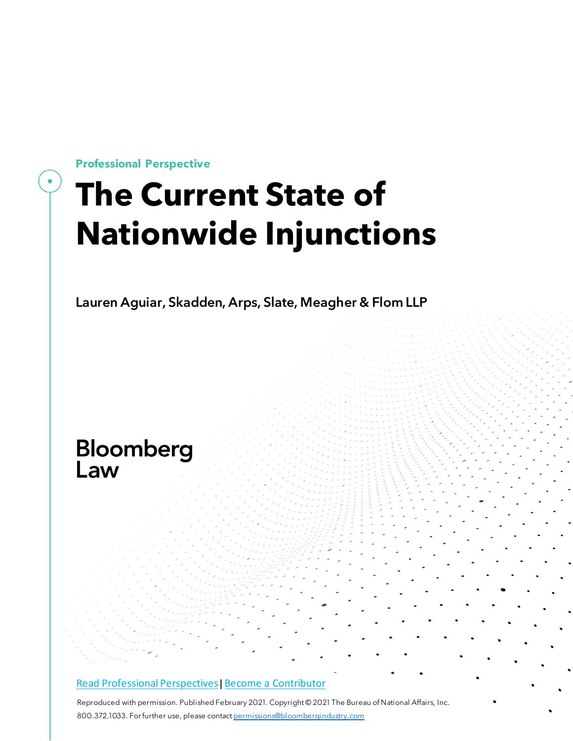Professional Perspective

# The Current State of Nationwide Injunctions

**Lauren Aguiar, Skadden, Arps, Slate, Meagher & Flom LLP**

Bloomberg Law

Read Professional Perspectives | Become a Contributor

Reproduced with permission. Published February 2021. Copyright © 2021 The Bureau of National Affairs, Inc. 800.372.1033. For further use, please contact permissions@bloombergindustry.com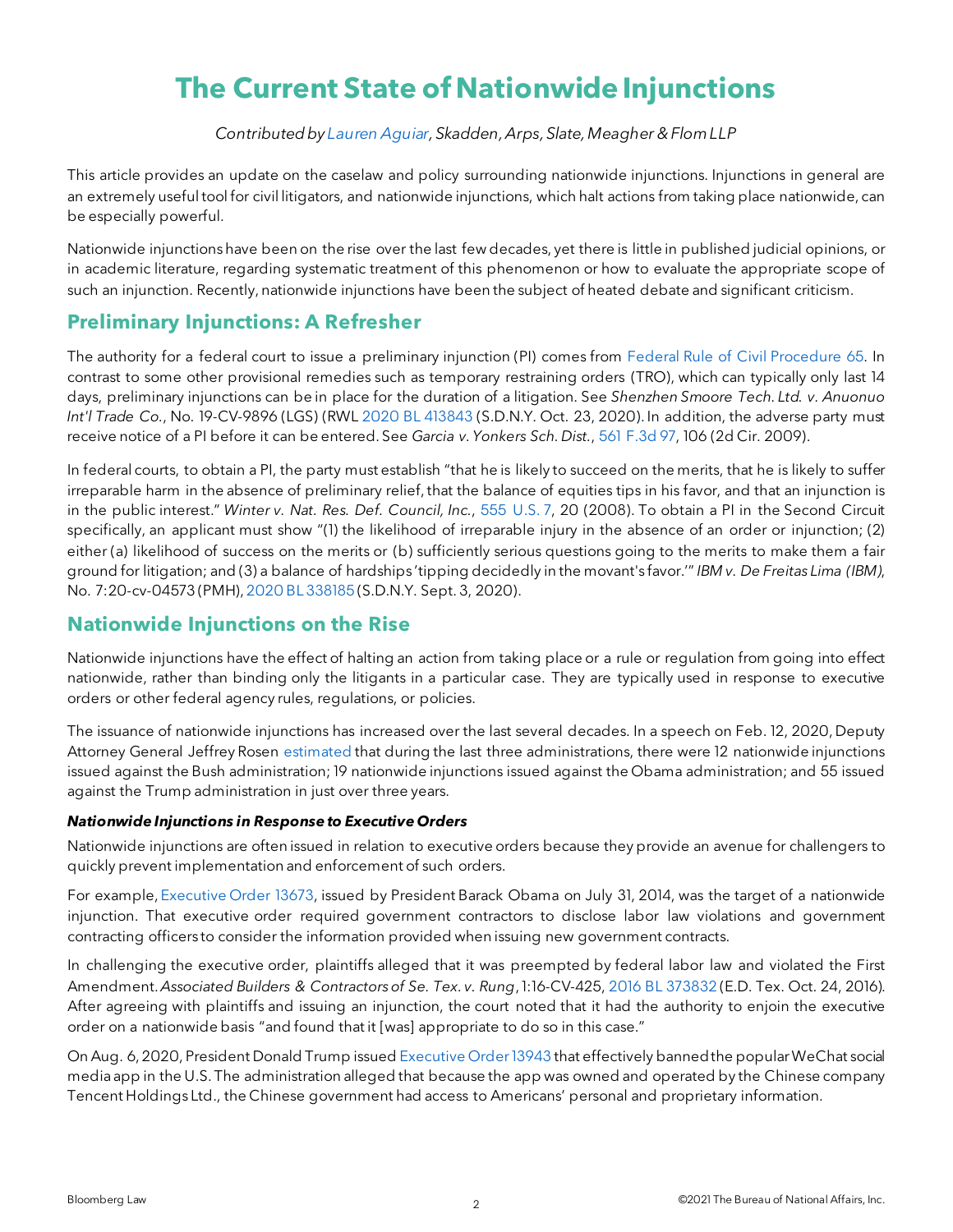# The Current State of Nationwide Injunctions

*Contributed by Lauren Aguiar, Skadden, Arps, Slate, Meagher & Flom LLP*

This article provides an update on the caselaw and policy surrounding nationwide injunctions. Injunctions in general are an extremely useful tool for civil litigators, and nationwide injunctions, which halt actions from taking place nationwide, can be especially powerful.

Nationwide injunctions have been on the rise over the last few decades, yet there is little in published judicial opinions, or in academic literature, regarding systematic treatment of this phenomenon or how to evaluate the appropriate scope of such an injunction. Recently, nationwide injunctions have been the subject of heated debate and significant criticism.

## Preliminary Injunctions: A Refresher

The authority for a federal court to issue a preliminary injunction (PI) comes from Federal Rule of Civil Procedure 65. In contrast to some other provisional remedies such as temporary restraining orders (TRO), which can typically only last 14 days, preliminary injunctions can be in place for the duration of a litigation. See *Shenzhen Smoore Tech. Ltd. v. Anuonuo Int'l Trade Co.*, No. 19-CV-9896 (LGS) (RWL 2020 BL 413843 (S.D.N.Y. Oct. 23, 2020). In addition, the adverse party must receive notice of a PI before it can be entered. See *Garcia v. Yonkers Sch. Dist.*, 561 F.3d 97, 106 (2d Cir. 2009).

In federal courts, to obtain a PI, the party must establish "that he is likely to succeed on the merits, that he is likely to suffer irreparable harm in the absence of preliminary relief, that the balance of equities tips in his favor, and that an injunction is in the public interest." *Winter v. Nat. Res. Def. Council, Inc.*, 555 U.S. 7, 20 (2008). To obtain a PI in the Second Circuit specifically, an applicant must show "(1) the likelihood of irreparable injury in the absence of an order or injunction; (2) either (a) likelihood of success on the merits or (b) sufficiently serious questions going to the merits to make them a fair ground for litigation; and (3) a balance of hardships 'tipping decidedly in the movant's favor.'" *IBM v. De Freitas Lima (IBM)*, No. 7:20-cv-04573 (PMH), 2020 BL 338185 (S.D.N.Y. Sept. 3, 2020).

## Nationwide Injunctions on the Rise

Nationwide injunctions have the effect of halting an action from taking place or a rule or regulation from going into effect nationwide, rather than binding only the litigants in a particular case. They are typically used in response to executive orders or other federal agency rules, regulations, or policies.

The issuance of nationwide injunctions has increased over the last several decades. In a speech on Feb. 12, 2020, Deputy Attorney General Jeffrey Rosen estimated that during the last three administrations, there were 12 nationwide injunctions issued against the Bush administration; 19 nationwide injunctions issued against the Obama administration; and 55 issued against the Trump administration in just over three years.

### *Nationwide Injunctions in Response to Executive Orders*

Nationwide injunctions are often issued in relation to executive orders because they provide an avenue for challengers to quickly prevent implementation and enforcement of such orders.

For example, Executive Order 13673, issued by President Barack Obama on July 31, 2014, was the target of a nationwide injunction. That executive order required government contractors to disclose labor law violations and government contracting officers to consider the information provided when issuing new government contracts.

In challenging the executive order, plaintiffs alleged that it was preempted by federal labor law and violated the First Amendment. *Associated Builders & Contractors of Se. Tex. v. Rung*, 1:16-CV-425, 2016 BL 373832 (E.D. Tex. Oct. 24, 2016). After agreeing with plaintiffs and issuing an injunction, the court noted that it had the authority to enjoin the executive order on a nationwide basis "and found that it [was] appropriate to do so in this case."

On Aug. 6, 2020, President Donald Trump issued Executive Order 13943 that effectively banned the popular WeChat social media app in the U.S. The administration alleged that because the app was owned and operated by the Chinese company Tencent Holdings Ltd., the Chinese government had access to Americans' personal and proprietary information.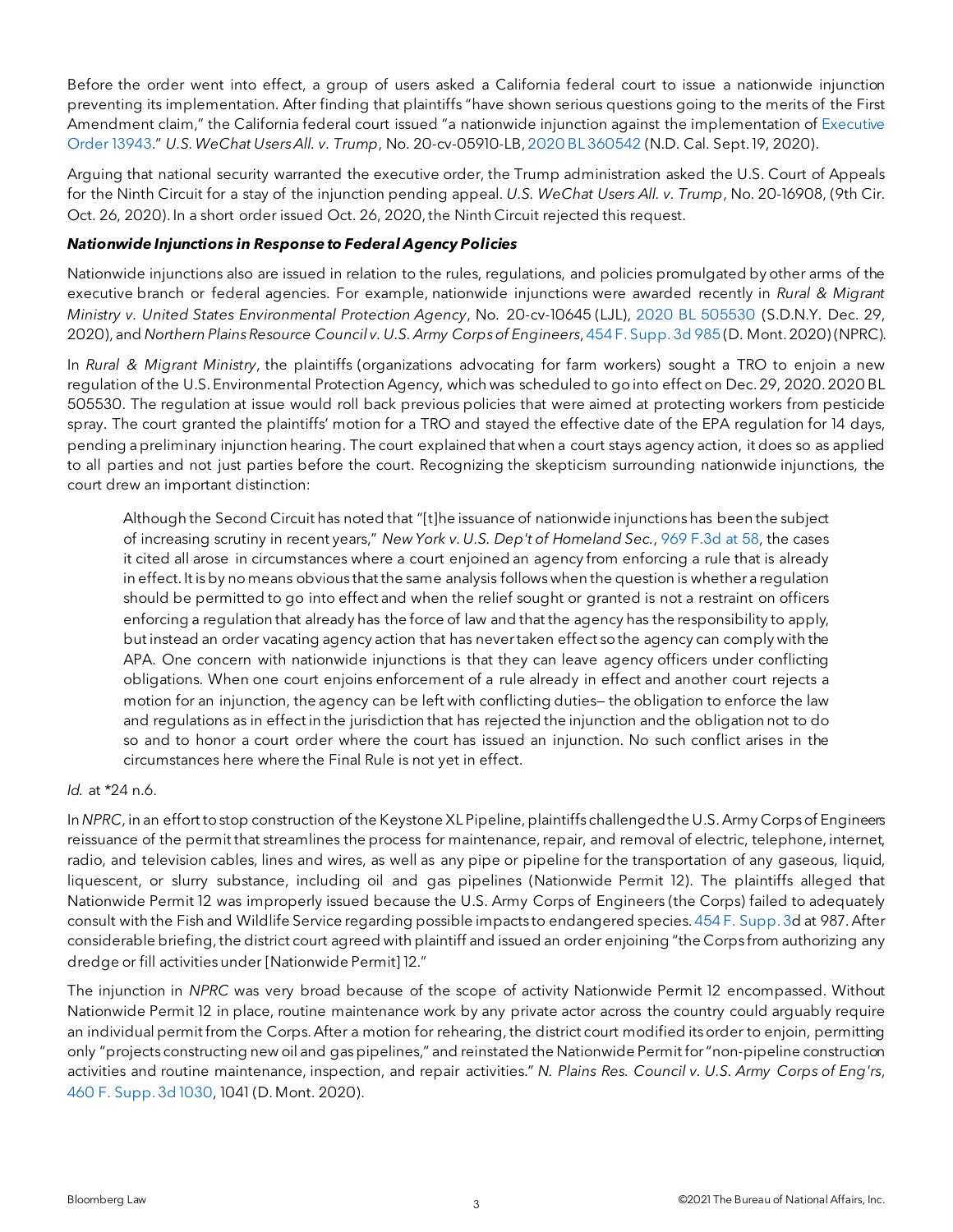Before the order went into effect, a group of users asked a California federal court to issue a nationwide injunction preventing its implementation. After finding that plaintiffs "have shown serious questions going to the merits of the First Amendment claim," the California federal court issued "a nationwide injunction against the implementation of Executive Order 13943." *U.S. WeChat Users All. v. Trump*, No. 20-cv-05910-LB, 2020 BL 360542 (N.D. Cal. Sept. 19, 2020).

Arguing that national security warranted the executive order, the Trump administration asked the U.S. Court of Appeals for the Ninth Circuit for a stay of the injunction pending appeal. *U.S. WeChat Users All. v. Trump*, No. 20-16908, (9th Cir. Oct. 26, 2020). In a short order issued Oct. 26, 2020, the Ninth Circuit rejected this request.

***Nationwide Injunctions in Response to Federal Agency Policies***

Nationwide injunctions also are issued in relation to the rules, regulations, and policies promulgated by other arms of the executive branch or federal agencies. For example, nationwide injunctions were awarded recently in *Rural & Migrant Ministry v. United States Environmental Protection Agency*, No. 20-cv-10645 (LJL), 2020 BL 505530 (S.D.N.Y. Dec. 29, 2020), and *Northern Plains Resource Council v. U.S. Army Corps of Engineers*, 454 F. Supp. 3d 985 (D. Mont. 2020) (NPRC).

In *Rural & Migrant Ministry*, the plaintiffs (organizations advocating for farm workers) sought a TRO to enjoin a new regulation of the U.S. Environmental Protection Agency, which was scheduled to go into effect on Dec. 29, 2020. 2020 BL 505530. The regulation at issue would roll back previous policies that were aimed at protecting workers from pesticide spray. The court granted the plaintiffs' motion for a TRO and stayed the effective date of the EPA regulation for 14 days, pending a preliminary injunction hearing. The court explained that when a court stays agency action, it does so as applied to all parties and not just parties before the court. Recognizing the skepticism surrounding nationwide injunctions, the court drew an important distinction:

> Although the Second Circuit has noted that "[t]he issuance of nationwide injunctions has been the subject of increasing scrutiny in recent years," *New York v. U.S. Dep't of Homeland Sec.*, 969 F.3d at 58, the cases it cited all arose in circumstances where a court enjoined an agency from enforcing a rule that is already in effect. It is by no means obvious that the same analysis follows when the question is whether a regulation should be permitted to go into effect and when the relief sought or granted is not a restraint on officers enforcing a regulation that already has the force of law and that the agency has the responsibility to apply, but instead an order vacating agency action that has never taken effect so the agency can comply with the APA. One concern with nationwide injunctions is that they can leave agency officers under conflicting obligations. When one court enjoins enforcement of a rule already in effect and another court rejects a motion for an injunction, the agency can be left with conflicting duties— the obligation to enforce the law and regulations as in effect in the jurisdiction that has rejected the injunction and the obligation not to do so and to honor a court order where the court has issued an injunction. No such conflict arises in the circumstances here where the Final Rule is not yet in effect.

*Id.* at *24 n.6.

In *NPRC*, in an effort to stop construction of the Keystone XL Pipeline, plaintiffs challenged the U.S. Army Corps of Engineers reissuance of the permit that streamlines the process for maintenance, repair, and removal of electric, telephone, internet, radio, and television cables, lines and wires, as well as any pipe or pipeline for the transportation of any gaseous, liquid, liquescent, or slurry substance, including oil and gas pipelines (Nationwide Permit 12). The plaintiffs alleged that Nationwide Permit 12 was improperly issued because the U.S. Army Corps of Engineers (the Corps) failed to adequately consult with the Fish and Wildlife Service regarding possible impacts to endangered species. 454 F. Supp. 3d at 987. After considerable briefing, the district court agreed with plaintiff and issued an order enjoining "the Corps from authorizing any dredge or fill activities under [Nationwide Permit] 12."

The injunction in *NPRC* was very broad because of the scope of activity Nationwide Permit 12 encompassed. Without Nationwide Permit 12 in place, routine maintenance work by any private actor across the country could arguably require an individual permit from the Corps. After a motion for rehearing, the district court modified its order to enjoin, permitting only "projects constructing new oil and gas pipelines," and reinstated the Nationwide Permit for "non-pipeline construction activities and routine maintenance, inspection, and repair activities." *N. Plains Res. Council v. U.S. Army Corps of Eng'rs*, 460 F. Supp. 3d 1030, 1041 (D. Mont. 2020).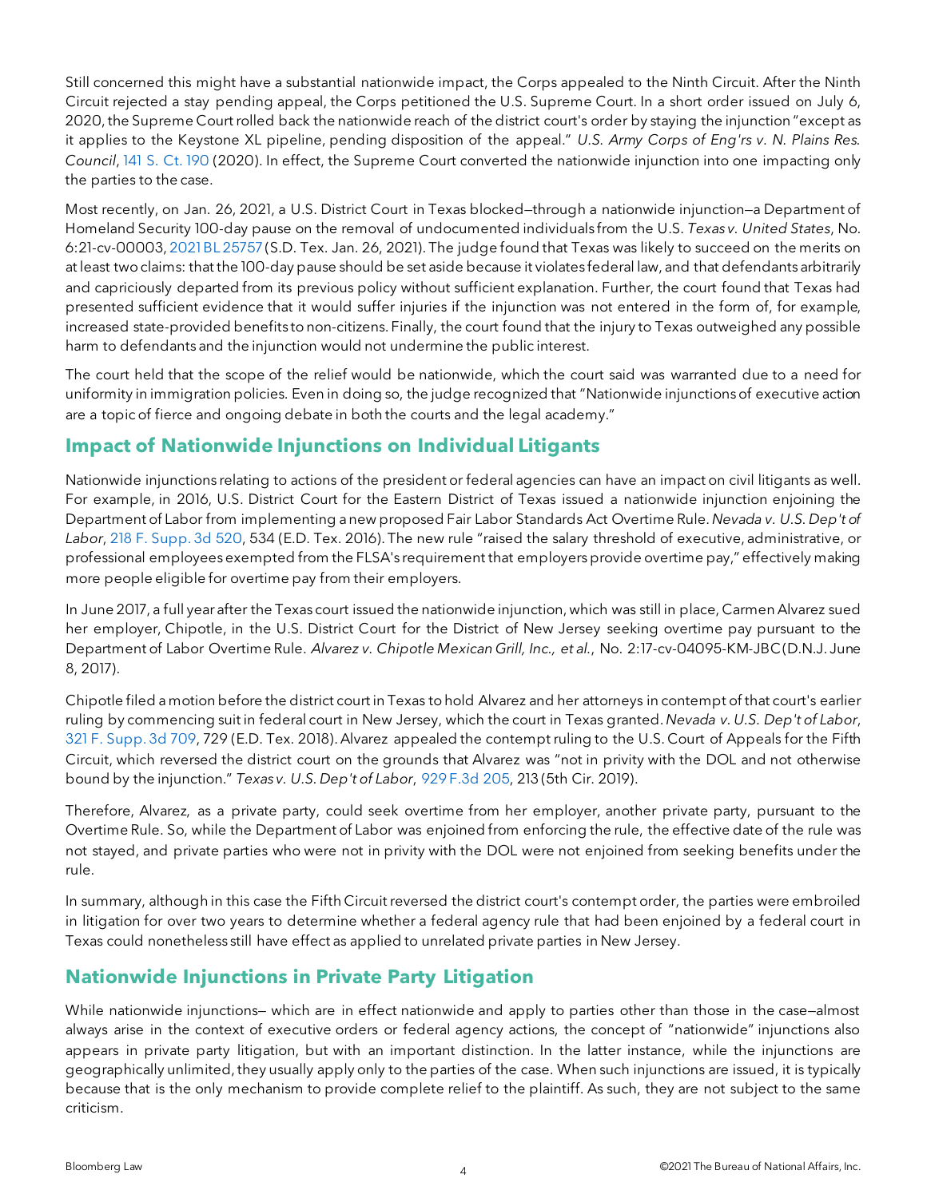Still concerned this might have a substantial nationwide impact, the Corps appealed to the Ninth Circuit. After the Ninth Circuit rejected a stay pending appeal, the Corps petitioned the U.S. Supreme Court. In a short order issued on July 6, 2020, the Supreme Court rolled back the nationwide reach of the district court's order by staying the injunction "except as it applies to the Keystone XL pipeline, pending disposition of the appeal." *U.S. Army Corps of Eng'rs v. N. Plains Res. Council*, 141 S. Ct. 190 (2020). In effect, the Supreme Court converted the nationwide injunction into one impacting only the parties to the case.

Most recently, on Jan. 26, 2021, a U.S. District Court in Texas blocked—through a nationwide injunction—a Department of Homeland Security 100-day pause on the removal of undocumented individuals from the U.S. *Texas v. United States*, No. 6:21-cv-00003, 2021 BL 25757 (S.D. Tex. Jan. 26, 2021). The judge found that Texas was likely to succeed on the merits on at least two claims: that the 100-day pause should be set aside because it violates federal law, and that defendants arbitrarily and capriciously departed from its previous policy without sufficient explanation. Further, the court found that Texas had presented sufficient evidence that it would suffer injuries if the injunction was not entered in the form of, for example, increased state-provided benefits to non-citizens. Finally, the court found that the injury to Texas outweighed any possible harm to defendants and the injunction would not undermine the public interest.

The court held that the scope of the relief would be nationwide, which the court said was warranted due to a need for uniformity in immigration policies. Even in doing so, the judge recognized that "Nationwide injunctions of executive action are a topic of fierce and ongoing debate in both the courts and the legal academy."

## Impact of Nationwide Injunctions on Individual Litigants

Nationwide injunctions relating to actions of the president or federal agencies can have an impact on civil litigants as well. For example, in 2016, U.S. District Court for the Eastern District of Texas issued a nationwide injunction enjoining the Department of Labor from implementing a new proposed Fair Labor Standards Act Overtime Rule. *Nevada v. U.S. Dep't of Labor*, 218 F. Supp. 3d 520, 534 (E.D. Tex. 2016). The new rule "raised the salary threshold of executive, administrative, or professional employees exempted from the FLSA's requirement that employers provide overtime pay," effectively making more people eligible for overtime pay from their employers.

In June 2017, a full year after the Texas court issued the nationwide injunction, which was still in place, Carmen Alvarez sued her employer, Chipotle, in the U.S. District Court for the District of New Jersey seeking overtime pay pursuant to the Department of Labor Overtime Rule. *Alvarez v. Chipotle Mexican Grill, Inc., et al.*, No. 2:17-cv-04095-KM-JBC (D.N.J. June 8, 2017).

Chipotle filed a motion before the district court in Texas to hold Alvarez and her attorneys in contempt of that court's earlier ruling by commencing suit in federal court in New Jersey, which the court in Texas granted. *Nevada v. U.S. Dep't of Labor*, 321 F. Supp. 3d 709, 729 (E.D. Tex. 2018). Alvarez appealed the contempt ruling to the U.S. Court of Appeals for the Fifth Circuit, which reversed the district court on the grounds that Alvarez was "not in privity with the DOL and not otherwise bound by the injunction." *Texas v. U.S. Dep't of Labor*, 929 F.3d 205, 213 (5th Cir. 2019).

Therefore, Alvarez, as a private party, could seek overtime from her employer, another private party, pursuant to the Overtime Rule. So, while the Department of Labor was enjoined from enforcing the rule, the effective date of the rule was not stayed, and private parties who were not in privity with the DOL were not enjoined from seeking benefits under the rule.

In summary, although in this case the Fifth Circuit reversed the district court's contempt order, the parties were embroiled in litigation for over two years to determine whether a federal agency rule that had been enjoined by a federal court in Texas could nonetheless still have effect as applied to unrelated private parties in New Jersey.

## Nationwide Injunctions in Private Party Litigation

While nationwide injunctions— which are in effect nationwide and apply to parties other than those in the case—almost always arise in the context of executive orders or federal agency actions, the concept of "nationwide" injunctions also appears in private party litigation, but with an important distinction. In the latter instance, while the injunctions are geographically unlimited, they usually apply only to the parties of the case. When such injunctions are issued, it is typically because that is the only mechanism to provide complete relief to the plaintiff. As such, they are not subject to the same criticism.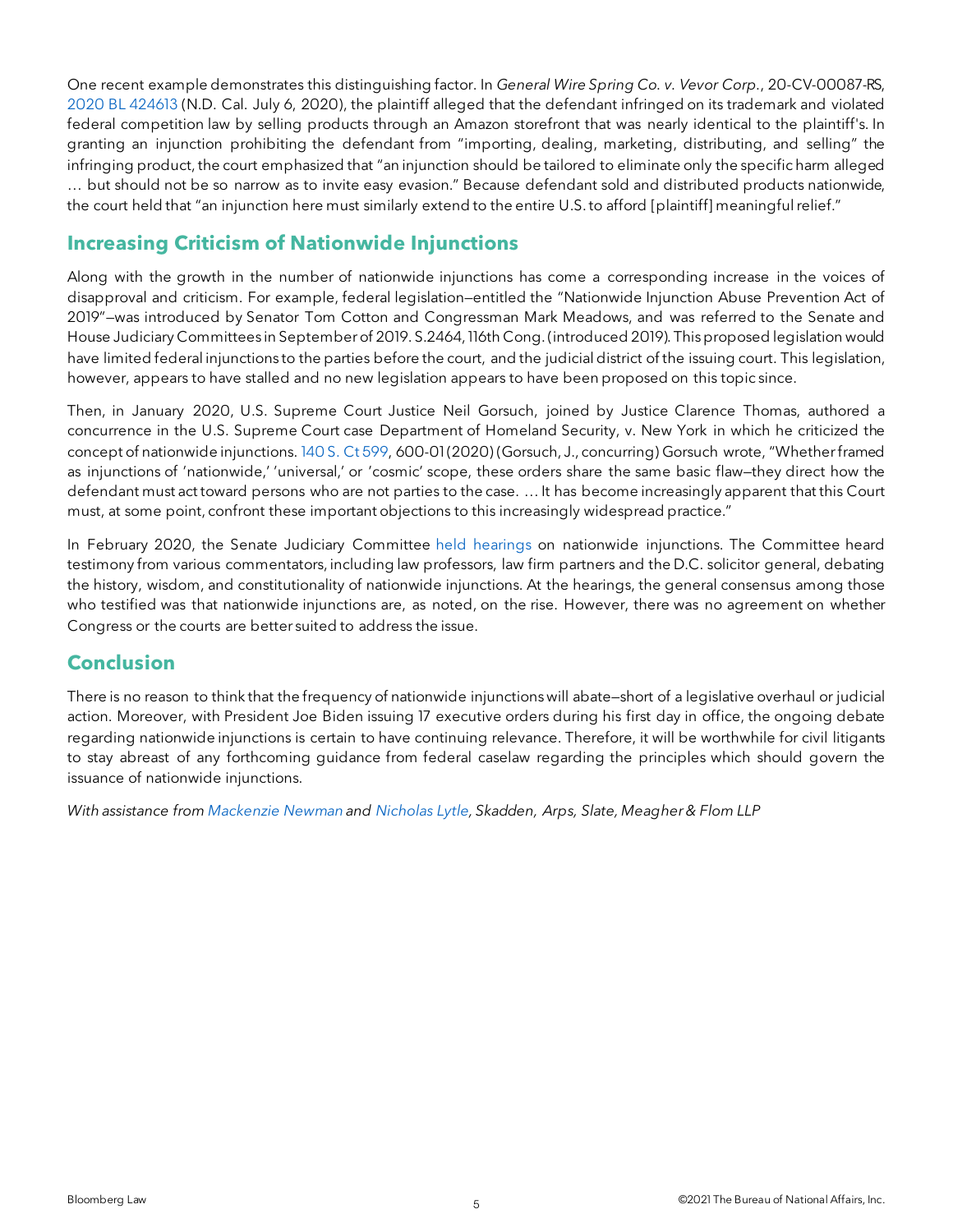One recent example demonstrates this distinguishing factor. In *General Wire Spring Co. v. Vevor Corp.*, 20-CV-00087-RS, 2020 BL 424613 (N.D. Cal. July 6, 2020), the plaintiff alleged that the defendant infringed on its trademark and violated federal competition law by selling products through an Amazon storefront that was nearly identical to the plaintiff's. In granting an injunction prohibiting the defendant from "importing, dealing, marketing, distributing, and selling" the infringing product, the court emphasized that "an injunction should be tailored to eliminate only the specific harm alleged … but should not be so narrow as to invite easy evasion." Because defendant sold and distributed products nationwide, the court held that "an injunction here must similarly extend to the entire U.S. to afford [plaintiff] meaningful relief."

## Increasing Criticism of Nationwide Injunctions

Along with the growth in the number of nationwide injunctions has come a corresponding increase in the voices of disapproval and criticism. For example, federal legislation—entitled the "Nationwide Injunction Abuse Prevention Act of 2019"—was introduced by Senator Tom Cotton and Congressman Mark Meadows, and was referred to the Senate and House Judiciary Committees in September of 2019. S.2464, 116th Cong. (introduced 2019). This proposed legislation would have limited federal injunctions to the parties before the court, and the judicial district of the issuing court. This legislation, however, appears to have stalled and no new legislation appears to have been proposed on this topic since.

Then, in January 2020, U.S. Supreme Court Justice Neil Gorsuch, joined by Justice Clarence Thomas, authored a concurrence in the U.S. Supreme Court case Department of Homeland Security, v. New York in which he criticized the concept of nationwide injunctions. 140 S. Ct 599, 600-01 (2020) (Gorsuch, J., concurring) Gorsuch wrote, "Whether framed as injunctions of 'nationwide,' 'universal,' or 'cosmic' scope, these orders share the same basic flaw—they direct how the defendant must act toward persons who are not parties to the case. … It has become increasingly apparent that this Court must, at some point, confront these important objections to this increasingly widespread practice."

In February 2020, the Senate Judiciary Committee held hearings on nationwide injunctions. The Committee heard testimony from various commentators, including law professors, law firm partners and the D.C. solicitor general, debating the history, wisdom, and constitutionality of nationwide injunctions. At the hearings, the general consensus among those who testified was that nationwide injunctions are, as noted, on the rise. However, there was no agreement on whether Congress or the courts are better suited to address the issue.

## Conclusion

There is no reason to think that the frequency of nationwide injunctions will abate—short of a legislative overhaul or judicial action. Moreover, with President Joe Biden issuing 17 executive orders during his first day in office, the ongoing debate regarding nationwide injunctions is certain to have continuing relevance. Therefore, it will be worthwhile for civil litigants to stay abreast of any forthcoming guidance from federal caselaw regarding the principles which should govern the issuance of nationwide injunctions.

*With assistance from Mackenzie Newman and Nicholas Lytle, Skadden, Arps, Slate, Meagher & Flom LLP*